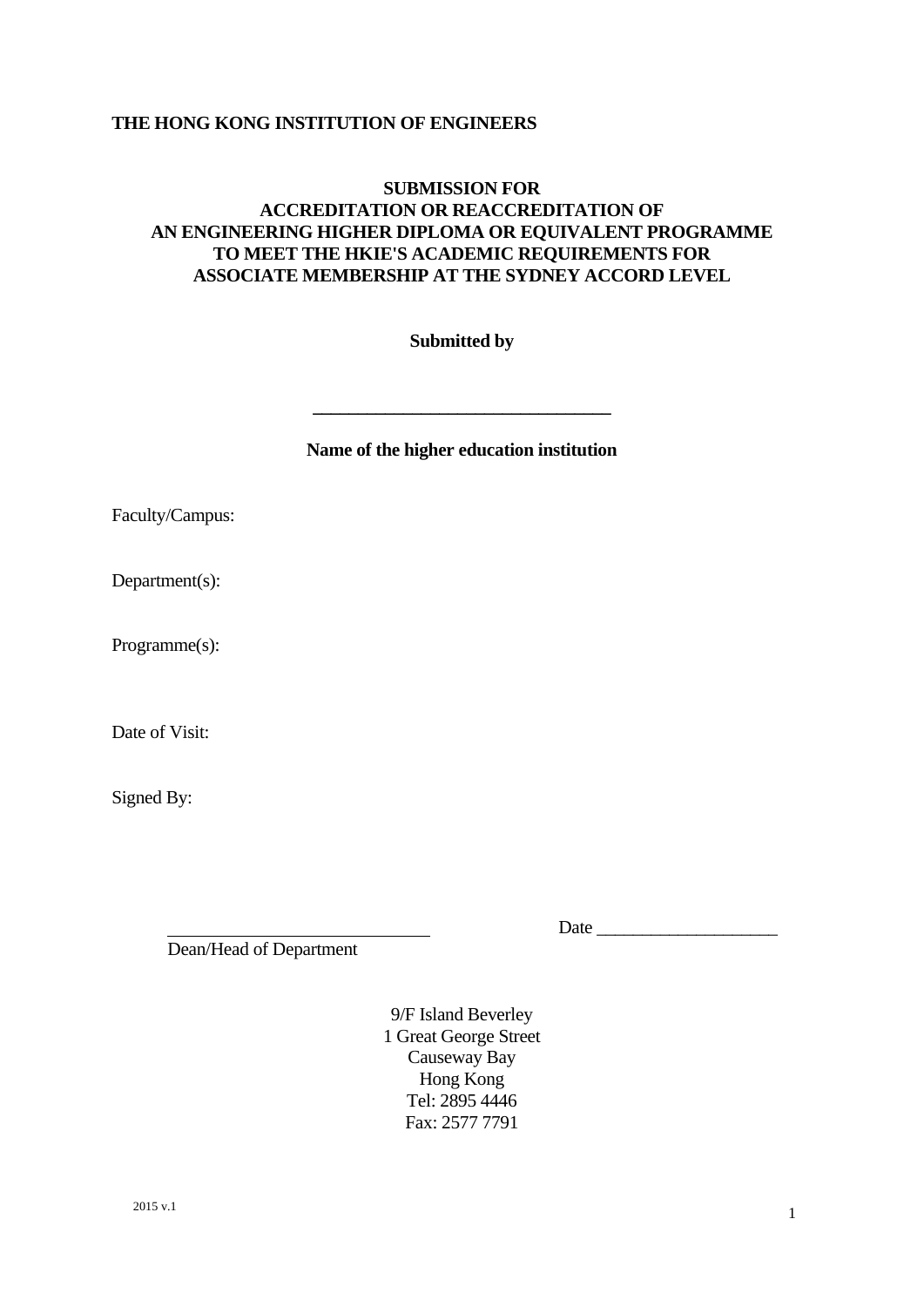**THE HONG KONG INSTITUTION OF ENGINEERS**

**SUBMISSION FOR**
**ACCREDITATION OR REACCREDITATION OF**
**AN ENGINEERING HIGHER DIPLOMA OR EQUIVALENT PROGRAMME**
**TO MEET THE HKIE'S ACADEMIC REQUIREMENTS FOR**
**ASSOCIATE MEMBERSHIP AT THE SYDNEY ACCORD LEVEL**

**Submitted by**

**________________________________**

**Name of the higher education institution**

Faculty/Campus:

Department(s):

Programme(s):

Date of Visit:

Signed By:

____________________________ Date ___________________

Dean/Head of Department

9/F Island Beverley
1 Great George Street
Causeway Bay
Hong Kong
Tel: 2895 4446
Fax: 2577 7791

2015 v.1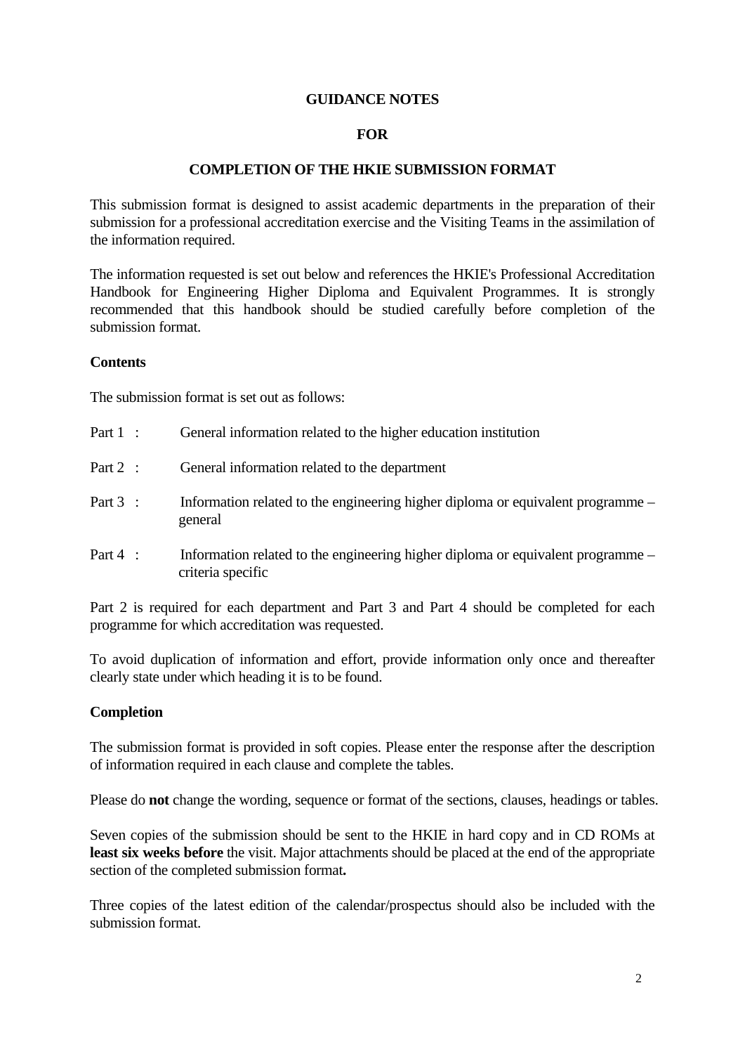# GUIDANCE NOTES

# FOR

# COMPLETION OF THE HKIE SUBMISSION FORMAT

This submission format is designed to assist academic departments in the preparation of their submission for a professional accreditation exercise and the Visiting Teams in the assimilation of the information required.

The information requested is set out below and references the HKIE's Professional Accreditation Handbook for Engineering Higher Diploma and Equivalent Programmes. It is strongly recommended that this handbook should be studied carefully before completion of the submission format.

**Contents**

The submission format is set out as follows:

Part 1 : General information related to the higher education institution

Part 2 : General information related to the department

Part 3 : Information related to the engineering higher diploma or equivalent programme – general

Part 4 : Information related to the engineering higher diploma or equivalent programme – criteria specific

Part 2 is required for each department and Part 3 and Part 4 should be completed for each programme for which accreditation was requested.

To avoid duplication of information and effort, provide information only once and thereafter clearly state under which heading it is to be found.

**Completion**

The submission format is provided in soft copies. Please enter the response after the description of information required in each clause and complete the tables.

Please do **not** change the wording, sequence or format of the sections, clauses, headings or tables.

Seven copies of the submission should be sent to the HKIE in hard copy and in CD ROMs at **least six weeks before** the visit. Major attachments should be placed at the end of the appropriate section of the completed submission format**.**

Three copies of the latest edition of the calendar/prospectus should also be included with the submission format.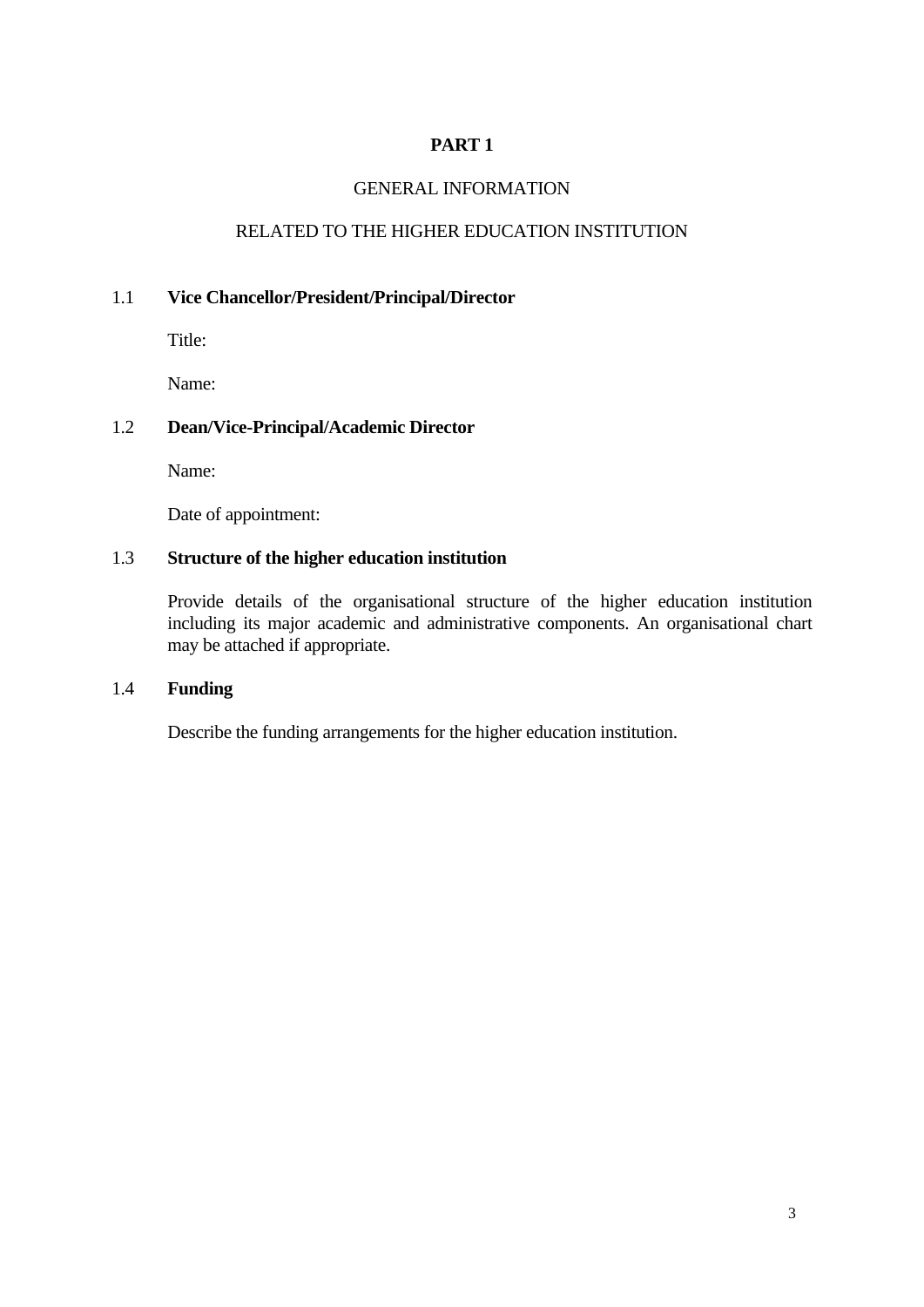# PART 1

GENERAL INFORMATION

RELATED TO THE HIGHER EDUCATION INSTITUTION

## 1.1 Vice Chancellor/President/Principal/Director

Title:

Name:

## 1.2 Dean/Vice-Principal/Academic Director

Name:

Date of appointment:

## 1.3 Structure of the higher education institution

Provide details of the organisational structure of the higher education institution including its major academic and administrative components. An organisational chart may be attached if appropriate.

## 1.4 Funding

Describe the funding arrangements for the higher education institution.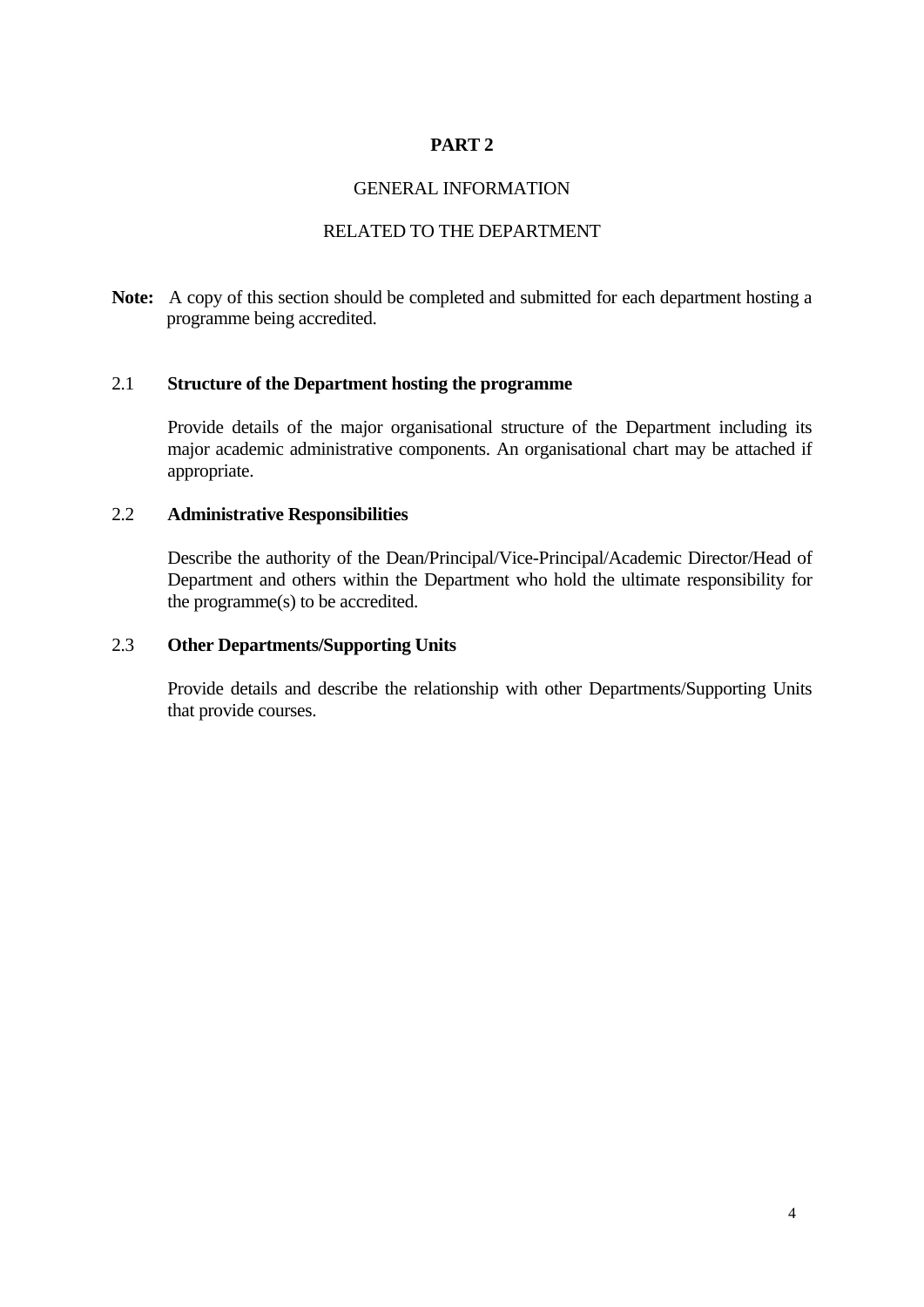# PART 2

## GENERAL INFORMATION

## RELATED TO THE DEPARTMENT

**Note:** A copy of this section should be completed and submitted for each department hosting a programme being accredited.

### 2.1 Structure of the Department hosting the programme

Provide details of the major organisational structure of the Department including its major academic administrative components. An organisational chart may be attached if appropriate.

### 2.2 Administrative Responsibilities

Describe the authority of the Dean/Principal/Vice-Principal/Academic Director/Head of Department and others within the Department who hold the ultimate responsibility for the programme(s) to be accredited.

### 2.3 Other Departments/Supporting Units

Provide details and describe the relationship with other Departments/Supporting Units that provide courses.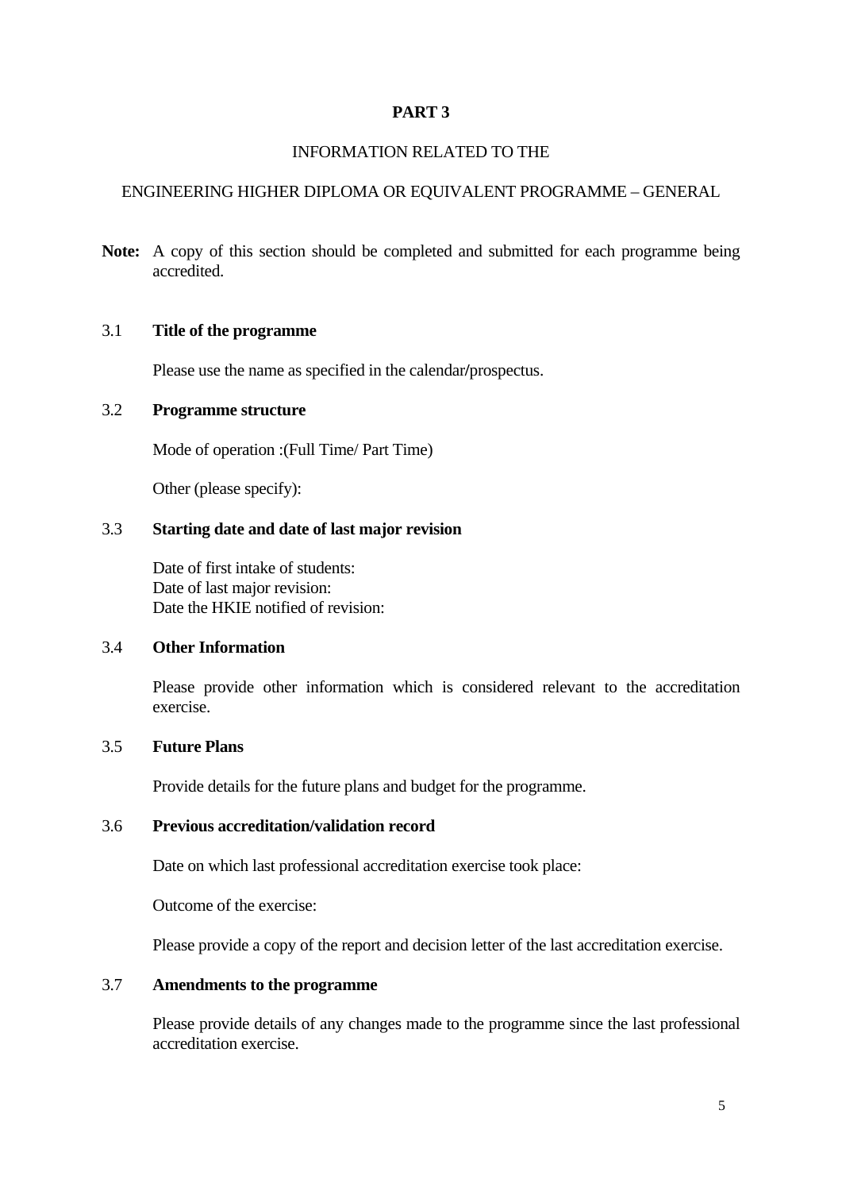# PART 3

## INFORMATION RELATED TO THE

## ENGINEERING HIGHER DIPLOMA OR EQUIVALENT PROGRAMME – GENERAL

**Note:** A copy of this section should be completed and submitted for each programme being accredited.

### 3.1 Title of the programme

Please use the name as specified in the calendar/prospectus.

### 3.2 Programme structure

Mode of operation :(Full Time/ Part Time)

Other (please specify):

### 3.3 Starting date and date of last major revision

Date of first intake of students:
Date of last major revision:
Date the HKIE notified of revision:

### 3.4 Other Information

Please provide other information which is considered relevant to the accreditation exercise.

### 3.5 Future Plans

Provide details for the future plans and budget for the programme.

### 3.6 Previous accreditation/validation record

Date on which last professional accreditation exercise took place:

Outcome of the exercise:

Please provide a copy of the report and decision letter of the last accreditation exercise.

### 3.7 Amendments to the programme

Please provide details of any changes made to the programme since the last professional accreditation exercise.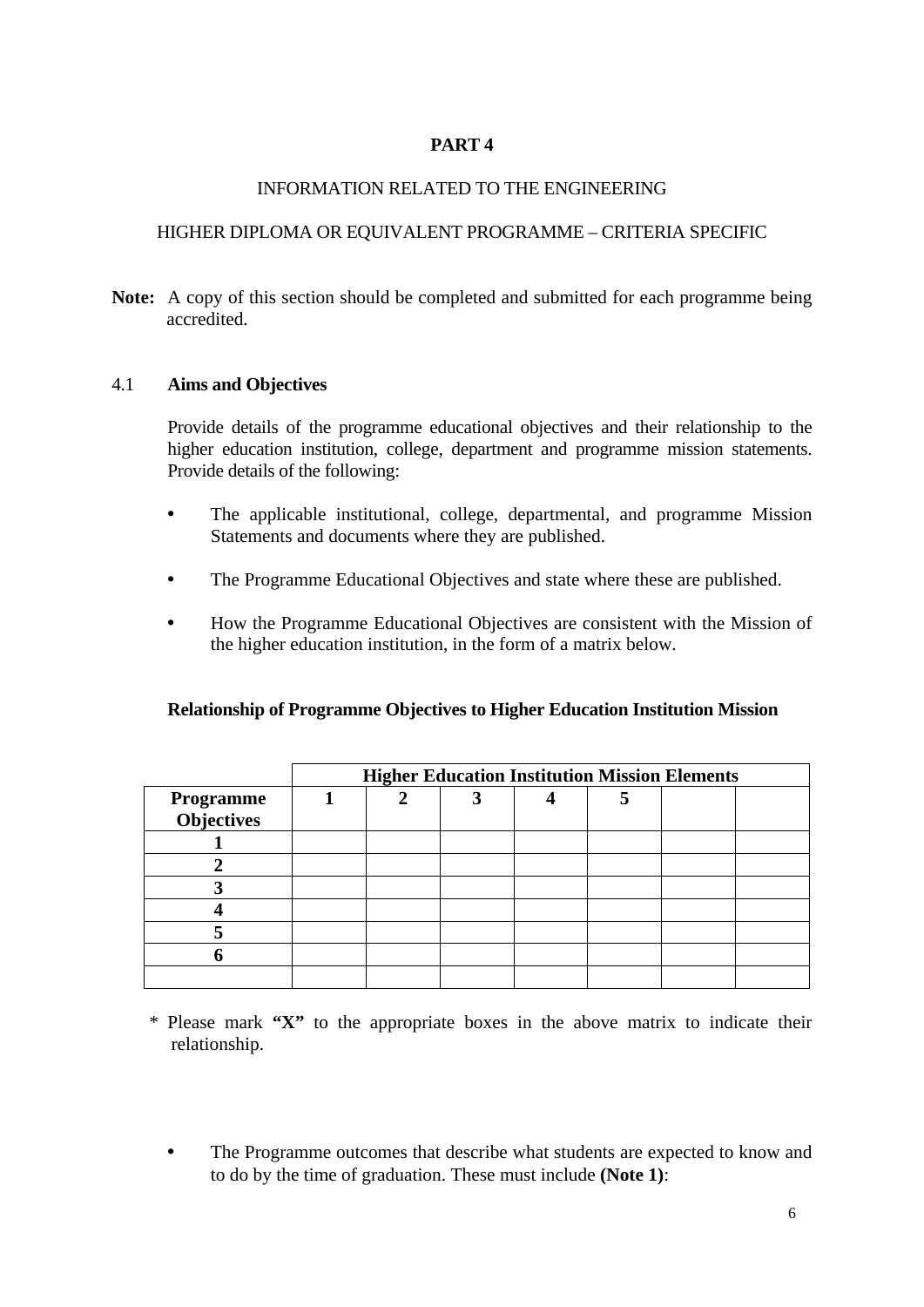# PART 4

INFORMATION RELATED TO THE ENGINEERING

HIGHER DIPLOMA OR EQUIVALENT PROGRAMME – CRITERIA SPECIFIC

**Note:** A copy of this section should be completed and submitted for each programme being accredited.

## 4.1 Aims and Objectives

Provide details of the programme educational objectives and their relationship to the higher education institution, college, department and programme mission statements. Provide details of the following:

- The applicable institutional, college, departmental, and programme Mission Statements and documents where they are published.
- The Programme Educational Objectives and state where these are published.
- How the Programme Educational Objectives are consistent with the Mission of the higher education institution, in the form of a matrix below.

**Relationship of Programme Objectives to Higher Education Institution Mission**

| | **Higher Education Institution Mission Elements** | | | | | | |
|---|---|---|---|---|---|---|---|
| **Programme Objectives** | **1** | **2** | **3** | **4** | **5** | | |
| **1** | | | | | | | |
| **2** | | | | | | | |
| **3** | | | | | | | |
| **4** | | | | | | | |
| **5** | | | | | | | |
| **6** | | | | | | | |
| | | | | | | | |

\* Please mark **"X"** to the appropriate boxes in the above matrix to indicate their relationship.

- The Programme outcomes that describe what students are expected to know and to do by the time of graduation. These must include **(Note 1)**: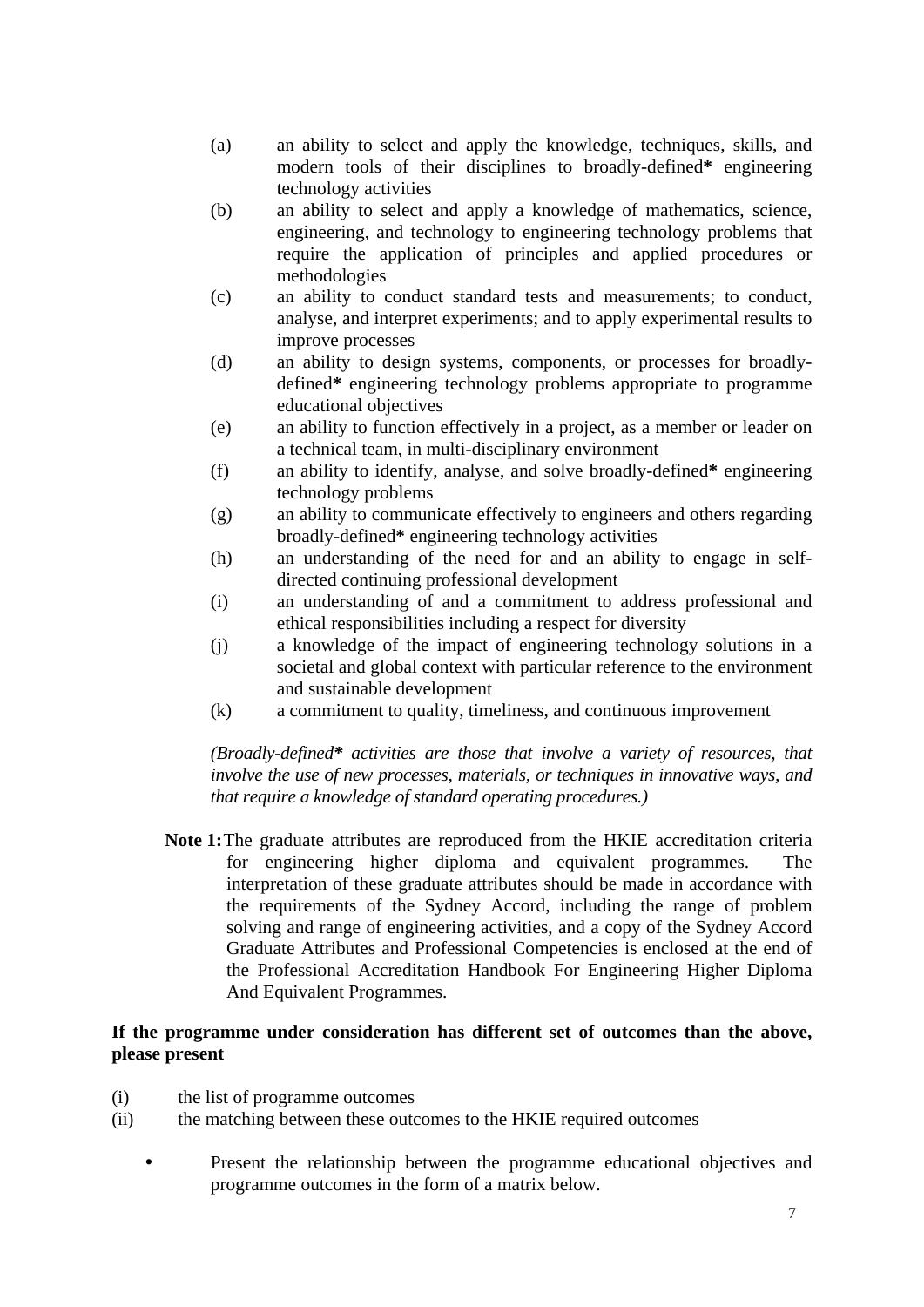(a) an ability to select and apply the knowledge, techniques, skills, and modern tools of their disciplines to broadly-defined**\*** engineering technology activities

(b) an ability to select and apply a knowledge of mathematics, science, engineering, and technology to engineering technology problems that require the application of principles and applied procedures or methodologies

(c) an ability to conduct standard tests and measurements; to conduct, analyse, and interpret experiments; and to apply experimental results to improve processes

(d) an ability to design systems, components, or processes for broadly-defined**\*** engineering technology problems appropriate to programme educational objectives

(e) an ability to function effectively in a project, as a member or leader on a technical team, in multi-disciplinary environment

(f) an ability to identify, analyse, and solve broadly-defined**\*** engineering technology problems

(g) an ability to communicate effectively to engineers and others regarding broadly-defined**\*** engineering technology activities

(h) an understanding of the need for and an ability to engage in self-directed continuing professional development

(i) an understanding of and a commitment to address professional and ethical responsibilities including a respect for diversity

(j) a knowledge of the impact of engineering technology solutions in a societal and global context with particular reference to the environment and sustainable development

(k) a commitment to quality, timeliness, and continuous improvement

*(Broadly-defined**\*** activities are those that involve a variety of resources, that involve the use of new processes, materials, or techniques in innovative ways, and that require a knowledge of standard operating procedures.)*

**Note 1:** The graduate attributes are reproduced from the HKIE accreditation criteria for engineering higher diploma and equivalent programmes. The interpretation of these graduate attributes should be made in accordance with the requirements of the Sydney Accord, including the range of problem solving and range of engineering activities, and a copy of the Sydney Accord Graduate Attributes and Professional Competencies is enclosed at the end of the Professional Accreditation Handbook For Engineering Higher Diploma And Equivalent Programmes.

**If the programme under consideration has different set of outcomes than the above, please present**

(i) the list of programme outcomes

(ii) the matching between these outcomes to the HKIE required outcomes

- Present the relationship between the programme educational objectives and programme outcomes in the form of a matrix below.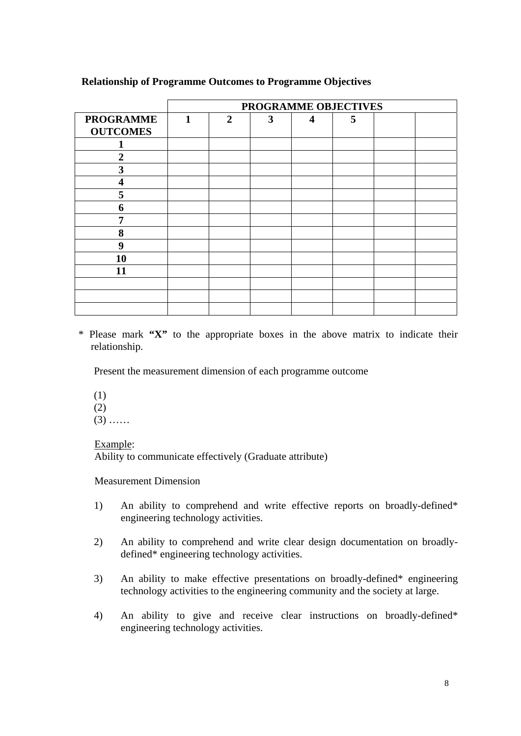**Relationship of Programme Outcomes to Programme Objectives**

| | PROGRAMME OBJECTIVES | | | | | | |
|---|---|---|---|---|---|---|---|
| **PROGRAMME OUTCOMES** | **1** | **2** | **3** | **4** | **5** | | |
| **1** | | | | | | | |
| **2** | | | | | | | |
| **3** | | | | | | | |
| **4** | | | | | | | |
| **5** | | | | | | | |
| **6** | | | | | | | |
| **7** | | | | | | | |
| **8** | | | | | | | |
| **9** | | | | | | | |
| **10** | | | | | | | |
| **11** | | | | | | | |
| | | | | | | | |
| | | | | | | | |
| | | | | | | | |

\* Please mark **"X"** to the appropriate boxes in the above matrix to indicate their relationship.

Present the measurement dimension of each programme outcome

(1)
(2)
(3) ……

Example:
Ability to communicate effectively (Graduate attribute)

Measurement Dimension

1) An ability to comprehend and write effective reports on broadly-defined* engineering technology activities.

2) An ability to comprehend and write clear design documentation on broadly-defined* engineering technology activities.

3) An ability to make effective presentations on broadly-defined* engineering technology activities to the engineering community and the society at large.

4) An ability to give and receive clear instructions on broadly-defined* engineering technology activities.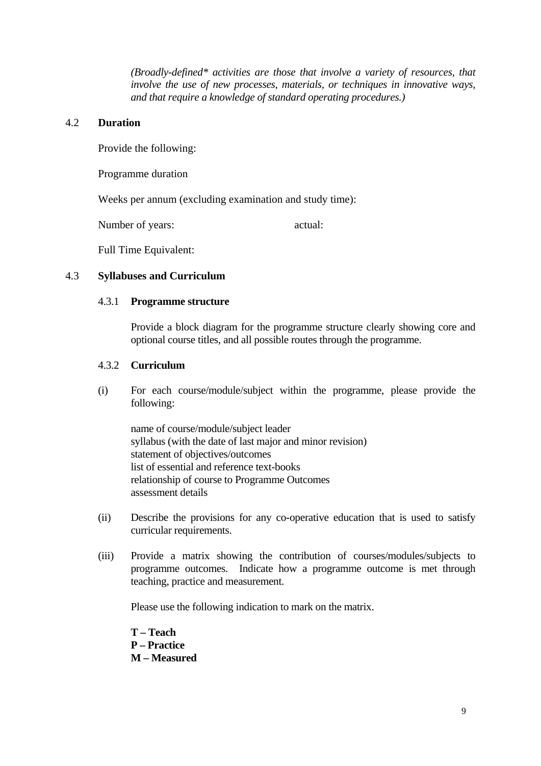*(Broadly-defined* activities are those that involve a variety of resources, that involve the use of new processes, materials, or techniques in innovative ways, and that require a knowledge of standard operating procedures.)*

## 4.2 Duration

Provide the following:

Programme duration

Weeks per annum (excluding examination and study time):

Number of years: actual:

Full Time Equivalent:

## 4.3 Syllabuses and Curriculum

### 4.3.1 Programme structure

Provide a block diagram for the programme structure clearly showing core and optional course titles, and all possible routes through the programme.

### 4.3.2 Curriculum

(i) For each course/module/subject within the programme, please provide the following:

name of course/module/subject leader
syllabus (with the date of last major and minor revision)
statement of objectives/outcomes
list of essential and reference text-books
relationship of course to Programme Outcomes
assessment details

(ii) Describe the provisions for any co-operative education that is used to satisfy curricular requirements.

(iii) Provide a matrix showing the contribution of courses/modules/subjects to programme outcomes. Indicate how a programme outcome is met through teaching, practice and measurement.

Please use the following indication to mark on the matrix.

**T – Teach**
**P – Practice**
**M – Measured**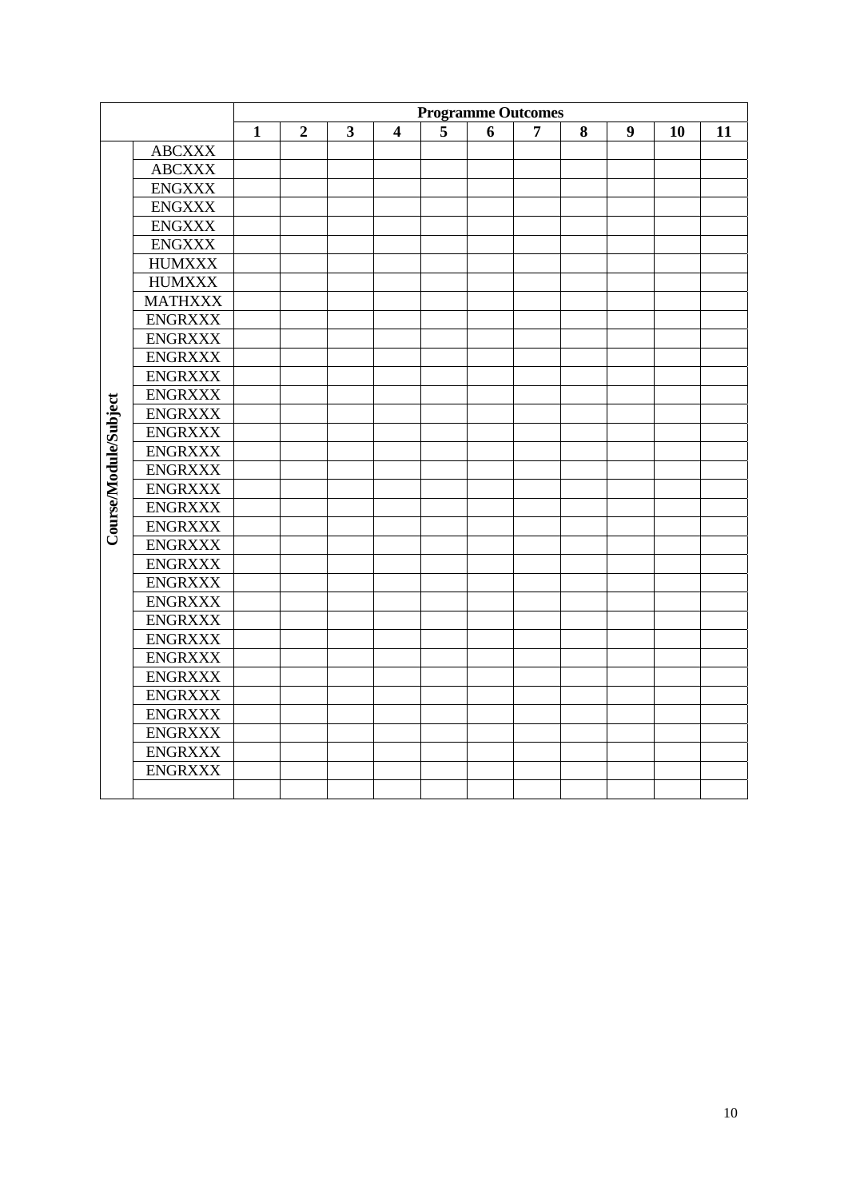| | | Programme Outcomes | | | | | | | | | | |
|---|---|---|---|---|---|---|---|---|---|---|---|---|
| | | 1 | 2 | 3 | 4 | 5 | 6 | 7 | 8 | 9 | 10 | 11 |
| Course/Module/Subject | ABCXXX | | | | | | | | | | | |
| | ABCXXX | | | | | | | | | | | |
| | ENGXXX | | | | | | | | | | | |
| | ENGXXX | | | | | | | | | | | |
| | ENGXXX | | | | | | | | | | | |
| | ENGXXX | | | | | | | | | | | |
| | HUMXXX | | | | | | | | | | | |
| | HUMXXX | | | | | | | | | | | |
| | MATHXXX | | | | | | | | | | | |
| | ENGRXXX | | | | | | | | | | | |
| | ENGRXXX | | | | | | | | | | | |
| | ENGRXXX | | | | | | | | | | | |
| | ENGRXXX | | | | | | | | | | | |
| | ENGRXXX | | | | | | | | | | | |
| | ENGRXXX | | | | | | | | | | | |
| | ENGRXXX | | | | | | | | | | | |
| | ENGRXXX | | | | | | | | | | | |
| | ENGRXXX | | | | | | | | | | | |
| | ENGRXXX | | | | | | | | | | | |
| | ENGRXXX | | | | | | | | | | | |
| | ENGRXXX | | | | | | | | | | | |
| | ENGRXXX | | | | | | | | | | | |
| | ENGRXXX | | | | | | | | | | | |
| | ENGRXXX | | | | | | | | | | | |
| | ENGRXXX | | | | | | | | | | | |
| | ENGRXXX | | | | | | | | | | | |
| | ENGRXXX | | | | | | | | | | | |
| | ENGRXXX | | | | | | | | | | | |
| | ENGRXXX | | | | | | | | | | | |
| | ENGRXXX | | | | | | | | | | | |
| | ENGRXXX | | | | | | | | | | | |
| | ENGRXXX | | | | | | | | | | | |
| | ENGRXXX | | | | | | | | | | | |
| | ENGRXXX | | | | | | | | | | | |
| | | | | | | | | | | | | |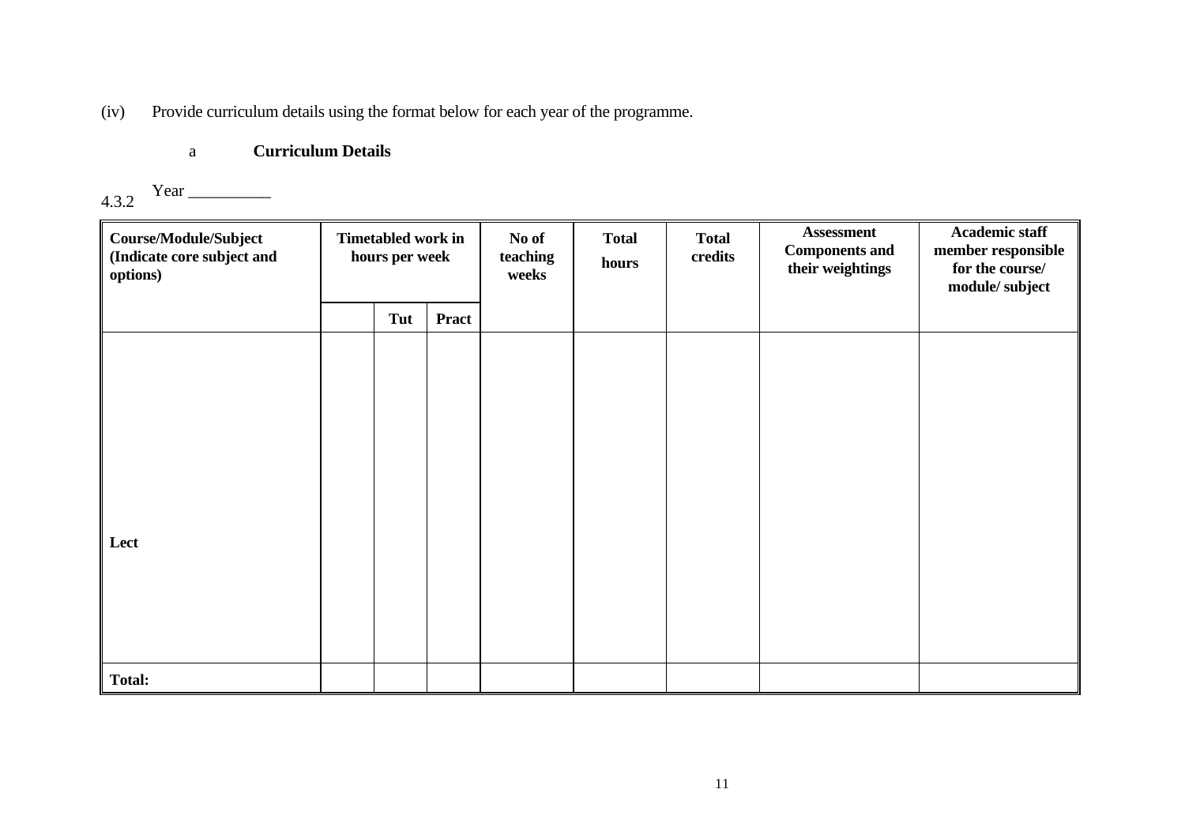(iv) Provide curriculum details using the format below for each year of the programme.

a **Curriculum Details**

4.3.2 Year __________

| **Course/Module/Subject (Indicate core subject and options)** | **Timetabled work in hours per week** | | | **No of teaching weeks** | **Total hours** | **Total credits** | **Assessment Components and their weightings** | **Academic staff member responsible for the course/ module/ subject** |
|---|---|---|---|---|---|---|---|---|
| | | **Tut** | **Pract** | | | | | |
| **Lect** | | | | | | | | |
| **Total:** | | | | | | | | |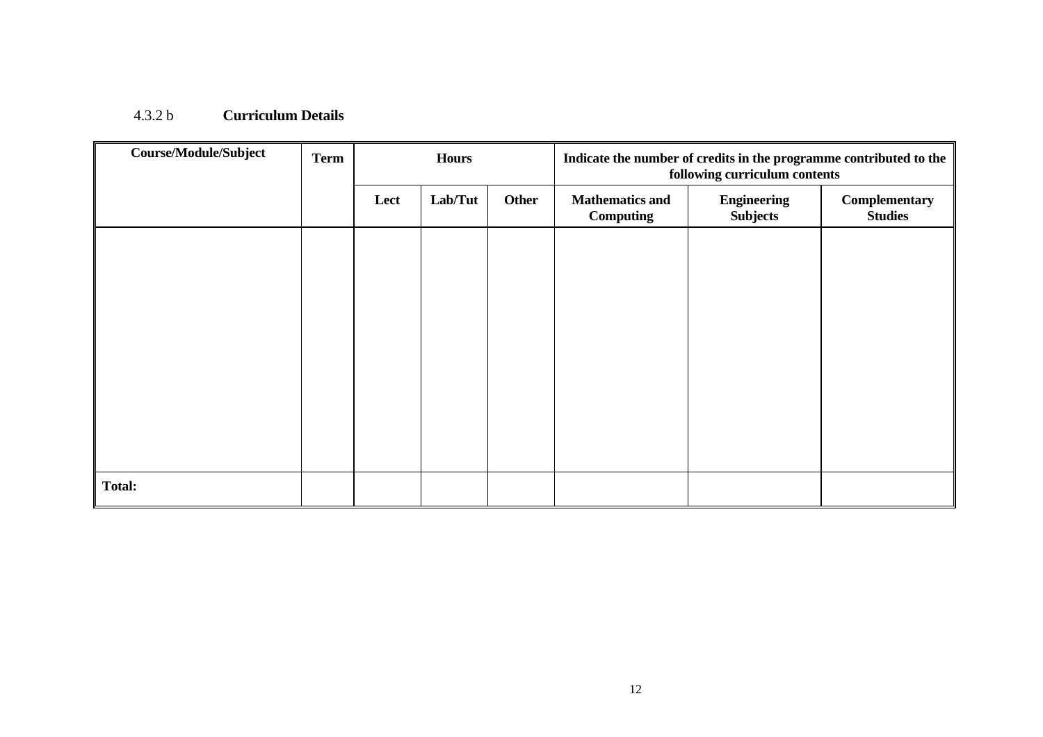### 4.3.2 b **Curriculum Details**

| Course/Module/Subject | Term | Hours | | | Indicate the number of credits in the programme contributed to the following curriculum contents | | |
|---|---|---|---|---|---|---|---|
| | | Lect | Lab/Tut | Other | Mathematics and Computing | Engineering Subjects | Complementary Studies |
| | | | | | | | |
| **Total:** | | | | | | | |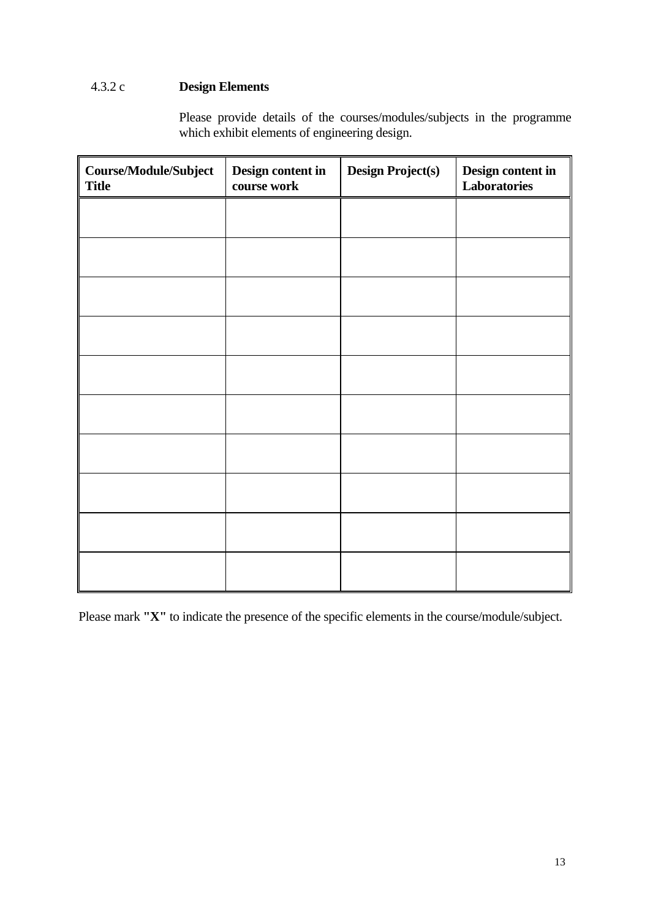### 4.3.2 c Design Elements

Please provide details of the courses/modules/subjects in the programme which exhibit elements of engineering design.

| **Course/Module/Subject Title** | **Design content in course work** | **Design Project(s)** | **Design content in Laboratories** |
|---|---|---|---|
| | | | |
| | | | |
| | | | |
| | | | |
| | | | |
| | | | |
| | | | |
| | | | |
| | | | |
| | | | |

Please mark **"X"** to indicate the presence of the specific elements in the course/module/subject.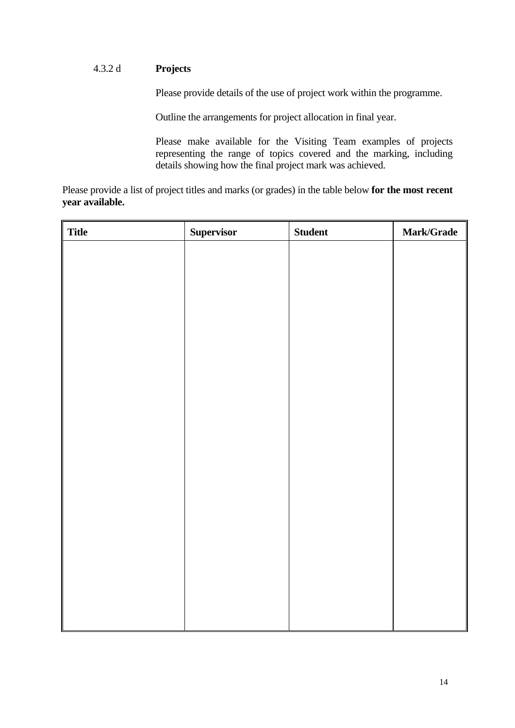#### 4.3.2 d **Projects**

Please provide details of the use of project work within the programme.

Outline the arrangements for project allocation in final year.

Please make available for the Visiting Team examples of projects representing the range of topics covered and the marking, including details showing how the final project mark was achieved.

Please provide a list of project titles and marks (or grades) in the table below **for the most recent year available.**

| Title | Supervisor | Student | Mark/Grade |
| --- | --- | --- | --- |
| | | | |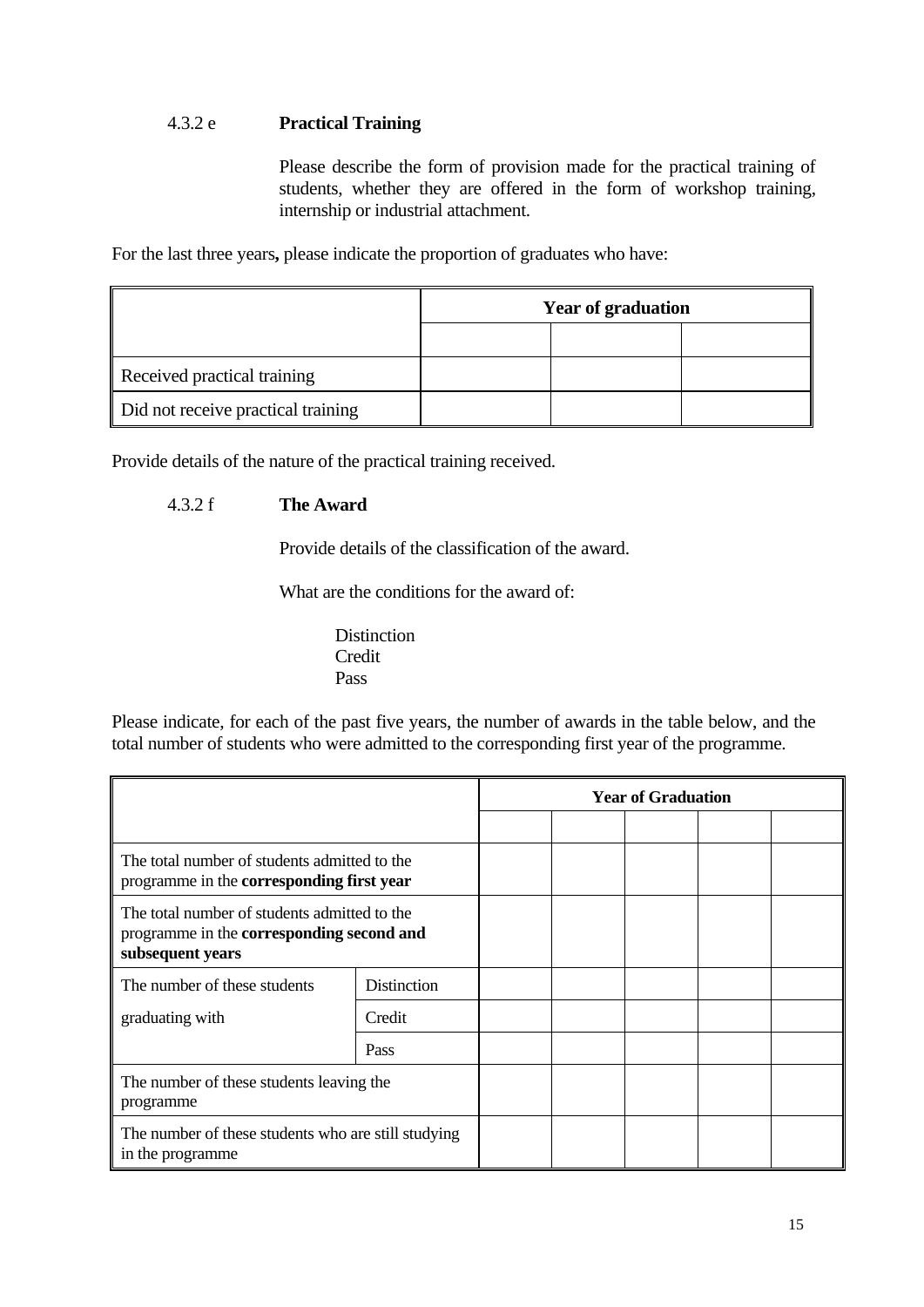### 4.3.2 e **Practical Training**

Please describe the form of provision made for the practical training of students, whether they are offered in the form of workshop training, internship or industrial attachment.

For the last three years**,** please indicate the proportion of graduates who have:

| | **Year of graduation** | | |
|---|---|---|---|
| | | | |
| Received practical training | | | |
| Did not receive practical training | | | |

Provide details of the nature of the practical training received.

### 4.3.2 f **The Award**

Provide details of the classification of the award.

What are the conditions for the award of:

Distinction
Credit
Pass

Please indicate, for each of the past five years, the number of awards in the table below, and the total number of students who were admitted to the corresponding first year of the programme.

| | | **Year of Graduation** | | | | |
|---|---|---|---|---|---|---|
| | | | | | | |
| The total number of students admitted to the programme in the **corresponding first year** | | | | | | |
| The total number of students admitted to the programme in the **corresponding second and subsequent years** | | | | | | |
| The number of these students graduating with | Distinction | | | | | |
| | Credit | | | | | |
| | Pass | | | | | |
| The number of these students leaving the programme | | | | | | |
| The number of these students who are still studying in the programme | | | | | | |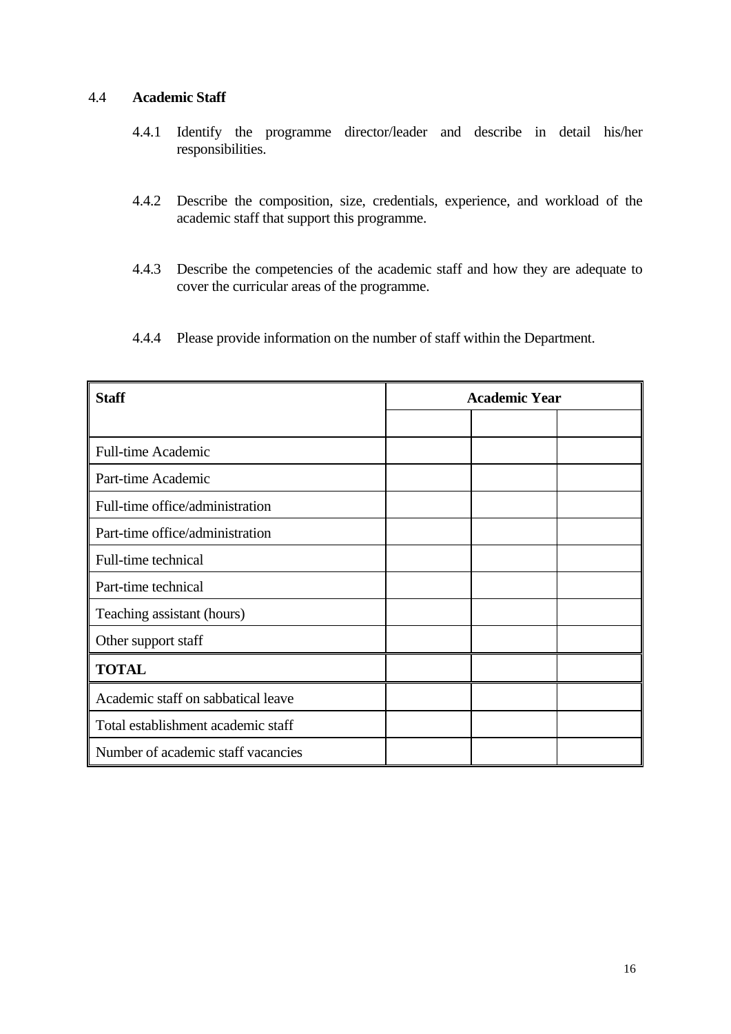### 4.4 Academic Staff

4.4.1 Identify the programme director/leader and describe in detail his/her responsibilities.

4.4.2 Describe the composition, size, credentials, experience, and workload of the academic staff that support this programme.

4.4.3 Describe the competencies of the academic staff and how they are adequate to cover the curricular areas of the programme.

4.4.4 Please provide information on the number of staff within the Department.

| **Staff** | **Academic Year** | | |
|---|---|---|---|
| | | | |
| Full-time Academic | | | |
| Part-time Academic | | | |
| Full-time office/administration | | | |
| Part-time office/administration | | | |
| Full-time technical | | | |
| Part-time technical | | | |
| Teaching assistant (hours) | | | |
| Other support staff | | | |
| **TOTAL** | | | |
| Academic staff on sabbatical leave | | | |
| Total establishment academic staff | | | |
| Number of academic staff vacancies | | | |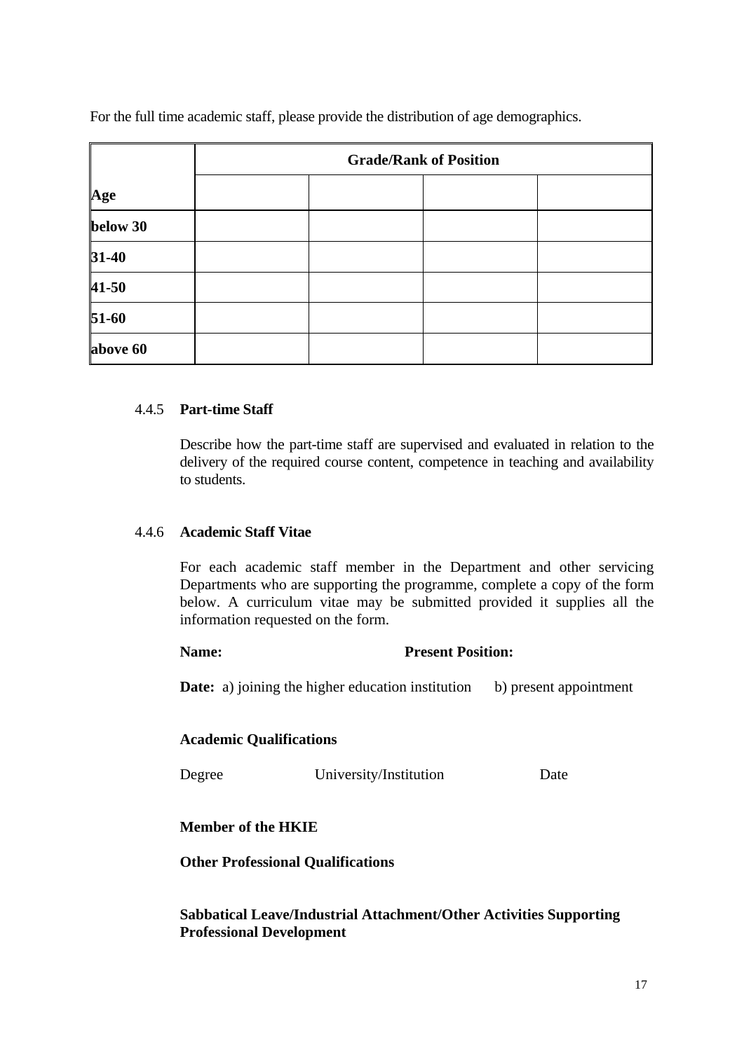For the full time academic staff, please provide the distribution of age demographics.

| | Grade/Rank of Position | | | |
|---|---|---|---|---|
| **Age** | | | | |
| **below 30** | | | | |
| **31-40** | | | | |
| **41-50** | | | | |
| **51-60** | | | | |
| **above 60** | | | | |

#### 4.4.5 Part-time Staff

Describe how the part-time staff are supervised and evaluated in relation to the delivery of the required course content, competence in teaching and availability to students.

#### 4.4.6 Academic Staff Vitae

For each academic staff member in the Department and other servicing Departments who are supporting the programme, complete a copy of the form below. A curriculum vitae may be submitted provided it supplies all the information requested on the form.

**Name:** **Present Position:**

**Date:** a) joining the higher education institution b) present appointment

**Academic Qualifications**

Degree University/Institution Date

**Member of the HKIE**

**Other Professional Qualifications**

**Sabbatical Leave/Industrial Attachment/Other Activities Supporting Professional Development**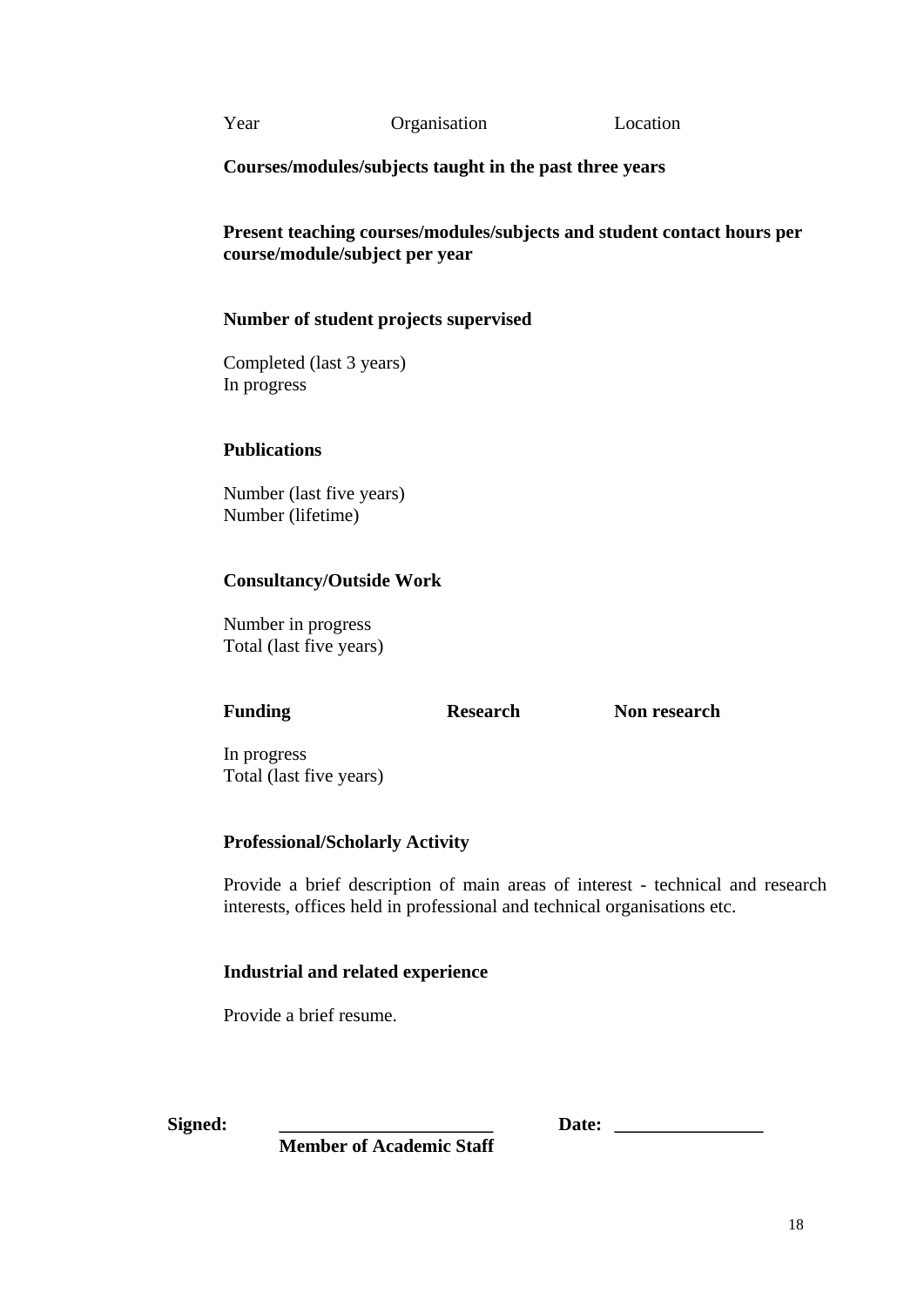| Year | Organisation | Location |
|---|---|---|

**Courses/modules/subjects taught in the past three years**

**Present teaching courses/modules/subjects and student contact hours per course/module/subject per year**

**Number of student projects supervised**

Completed (last 3 years)
In progress

**Publications**

Number (last five years)
Number (lifetime)

**Consultancy/Outside Work**

Number in progress
Total (last five years)

| **Funding** | **Research** | **Non research** |
|---|---|---|
| In progress | | |
| Total (last five years) | | |

**Professional/Scholarly Activity**

Provide a brief description of main areas of interest - technical and research interests, offices held in professional and technical organisations etc.

**Industrial and related experience**

Provide a brief resume.

**Signed:** ______________________ **Date:** _______________
**Member of Academic Staff**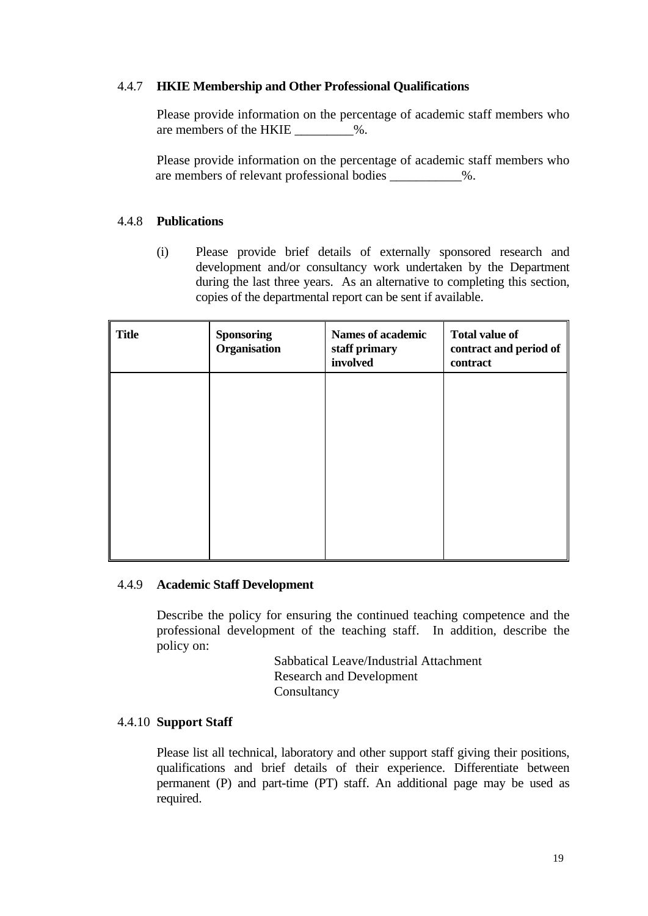#### 4.4.7 **HKIE Membership and Other Professional Qualifications**

Please provide information on the percentage of academic staff members who are members of the HKIE _________%.

Please provide information on the percentage of academic staff members who are members of relevant professional bodies ___________%.

#### 4.4.8 **Publications**

(i) Please provide brief details of externally sponsored research and development and/or consultancy work undertaken by the Department during the last three years. As an alternative to completing this section, copies of the departmental report can be sent if available.

| **Title** | **Sponsoring Organisation** | **Names of academic staff primary involved** | **Total value of contract and period of contract** |
|---|---|---|---|
| | | | |

#### 4.4.9 **Academic Staff Development**

Describe the policy for ensuring the continued teaching competence and the professional development of the teaching staff. In addition, describe the policy on:

Sabbatical Leave/Industrial Attachment
Research and Development
Consultancy

#### 4.4.10 **Support Staff**

Please list all technical, laboratory and other support staff giving their positions, qualifications and brief details of their experience. Differentiate between permanent (P) and part-time (PT) staff. An additional page may be used as required.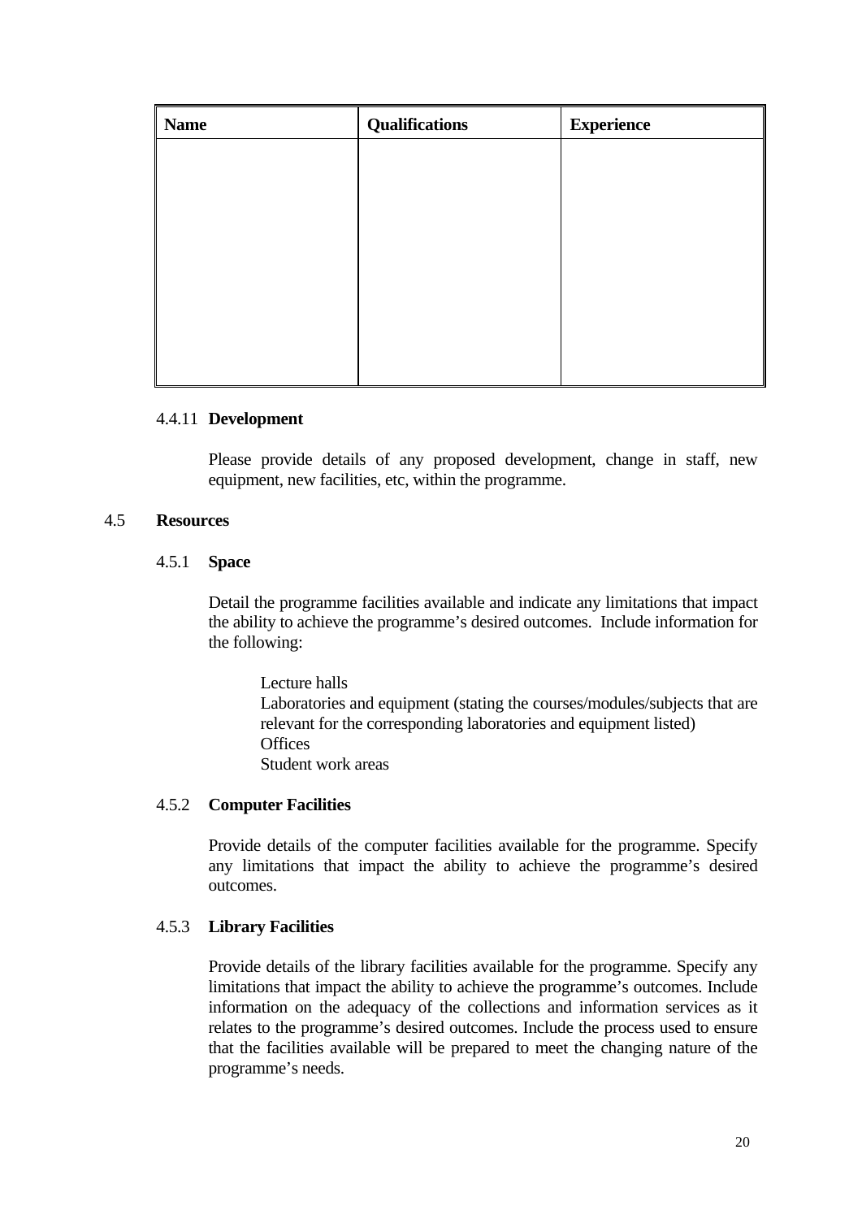| Name | Qualifications | Experience |
|---|---|---|
| | | |

#### 4.4.11 **Development**

Please provide details of any proposed development, change in staff, new equipment, new facilities, etc, within the programme.

### 4.5 **Resources**

#### 4.5.1 **Space**

Detail the programme facilities available and indicate any limitations that impact the ability to achieve the programme's desired outcomes. Include information for the following:

Lecture halls
Laboratories and equipment (stating the courses/modules/subjects that are relevant for the corresponding laboratories and equipment listed)
Offices
Student work areas

#### 4.5.2 **Computer Facilities**

Provide details of the computer facilities available for the programme. Specify any limitations that impact the ability to achieve the programme's desired outcomes.

#### 4.5.3 **Library Facilities**

Provide details of the library facilities available for the programme. Specify any limitations that impact the ability to achieve the programme's outcomes. Include information on the adequacy of the collections and information services as it relates to the programme's desired outcomes. Include the process used to ensure that the facilities available will be prepared to meet the changing nature of the programme's needs.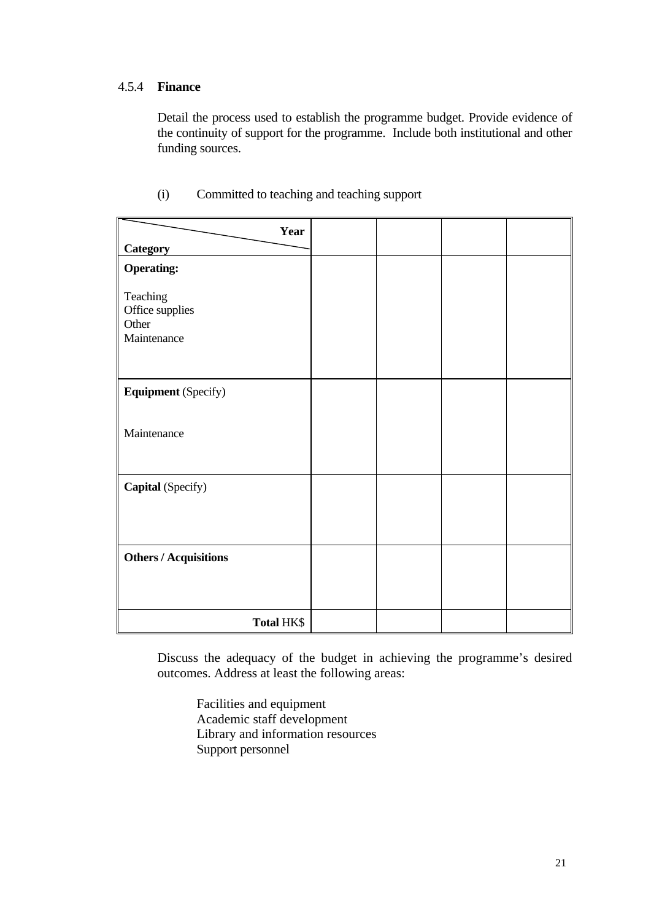#### 4.5.4 **Finance**

Detail the process used to establish the programme budget. Provide evidence of the continuity of support for the programme. Include both institutional and other funding sources.

(i) Committed to teaching and teaching support

| **Year** / **Category** | | | | |
|---|---|---|---|---|
| **Operating:**<br><br>Teaching<br>Office supplies<br>Other<br>Maintenance | | | | |
| **Equipment** (Specify)<br><br>Maintenance | | | | |
| **Capital** (Specify) | | | | |
| **Others / Acquisitions** | | | | |
| **Total** HK$ | | | | |

Discuss the adequacy of the budget in achieving the programme's desired outcomes. Address at least the following areas:

Facilities and equipment
Academic staff development
Library and information resources
Support personnel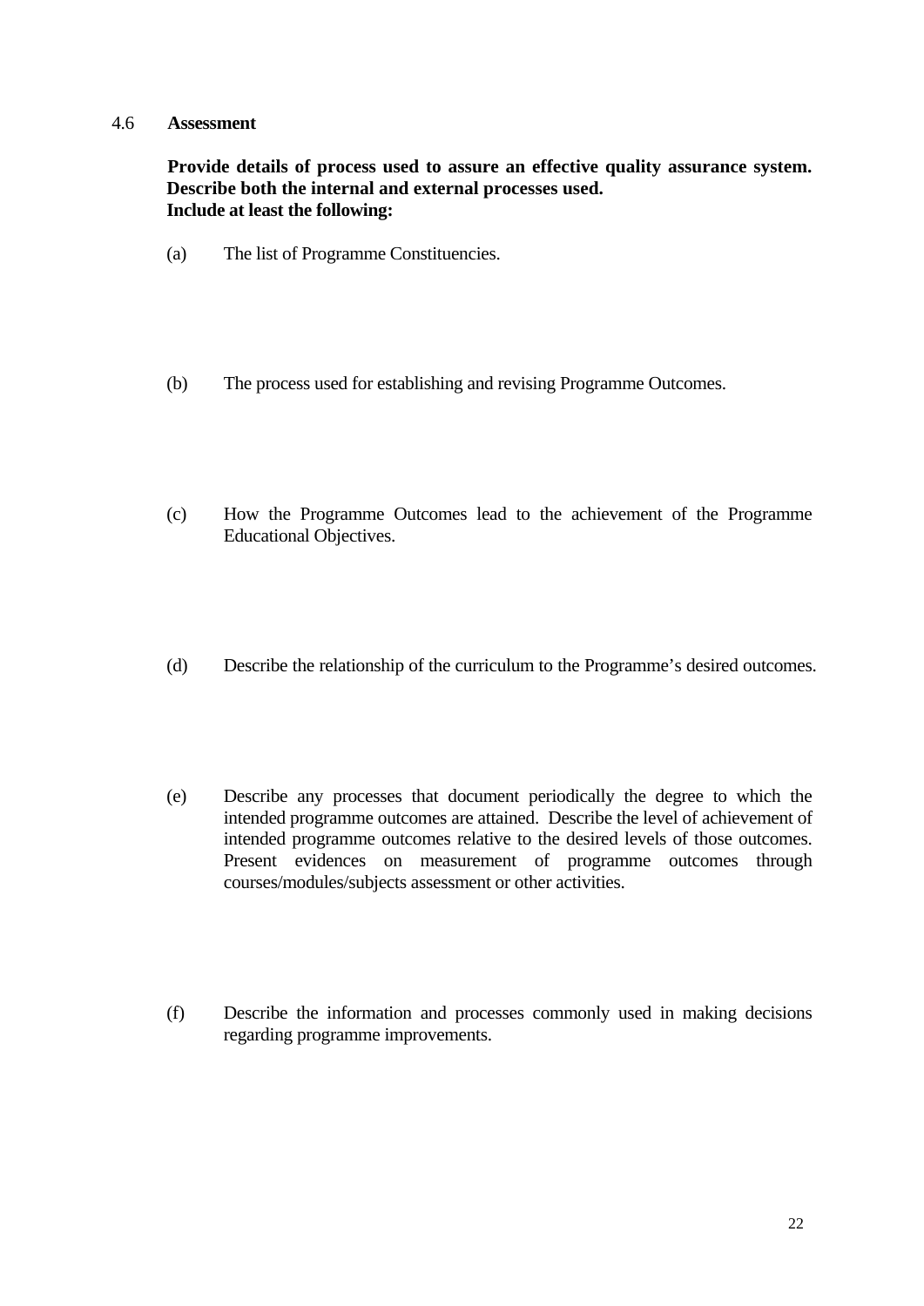## 4.6 Assessment

**Provide details of process used to assure an effective quality assurance system. Describe both the internal and external processes used. Include at least the following:**

(a) The list of Programme Constituencies.

(b) The process used for establishing and revising Programme Outcomes.

(c) How the Programme Outcomes lead to the achievement of the Programme Educational Objectives.

(d) Describe the relationship of the curriculum to the Programme's desired outcomes.

(e) Describe any processes that document periodically the degree to which the intended programme outcomes are attained. Describe the level of achievement of intended programme outcomes relative to the desired levels of those outcomes. Present evidences on measurement of programme outcomes through courses/modules/subjects assessment or other activities.

(f) Describe the information and processes commonly used in making decisions regarding programme improvements.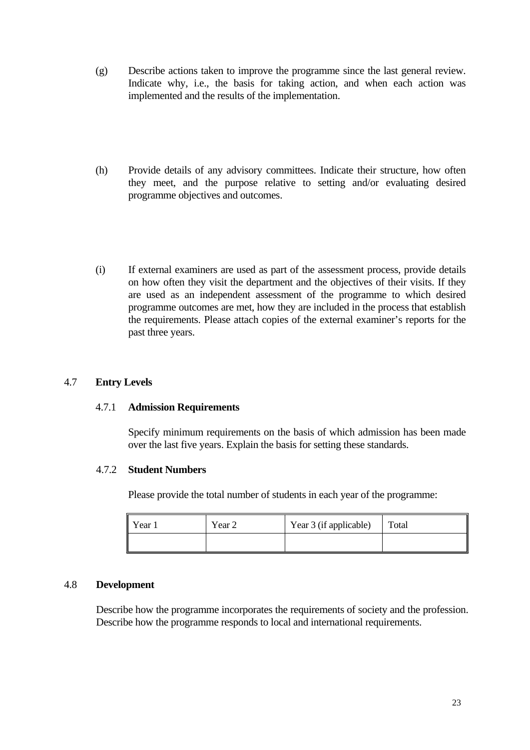(g) Describe actions taken to improve the programme since the last general review. Indicate why, i.e., the basis for taking action, and when each action was implemented and the results of the implementation.

(h) Provide details of any advisory committees. Indicate their structure, how often they meet, and the purpose relative to setting and/or evaluating desired programme objectives and outcomes.

(i) If external examiners are used as part of the assessment process, provide details on how often they visit the department and the objectives of their visits. If they are used as an independent assessment of the programme to which desired programme outcomes are met, how they are included in the process that establish the requirements. Please attach copies of the external examiner's reports for the past three years.

## 4.7 **Entry Levels**

### 4.7.1 **Admission Requirements**

Specify minimum requirements on the basis of which admission has been made over the last five years. Explain the basis for setting these standards.

### 4.7.2 **Student Numbers**

Please provide the total number of students in each year of the programme:

| Year 1 | Year 2 | Year 3 (if applicable) | Total |
| --- | --- | --- | --- |
| | | | |

## 4.8 **Development**

Describe how the programme incorporates the requirements of society and the profession. Describe how the programme responds to local and international requirements.